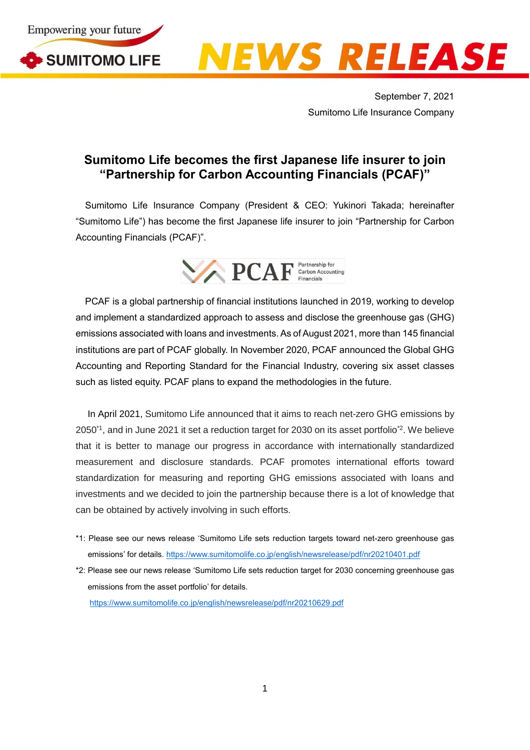September 7, 2021

Sumitomo Life Insurance Company

# Sumitomo Life becomes the first Japanese life insurer to join "Partnership for Carbon Accounting Financials (PCAF)"

Sumitomo Life Insurance Company (President & CEO: Yukinori Takada; hereinafter "Sumitomo Life") has become the first Japanese life insurer to join "Partnership for Carbon Accounting Financials (PCAF)".

PCAF is a global partnership of financial institutions launched in 2019, working to develop and implement a standardized approach to assess and disclose the greenhouse gas (GHG) emissions associated with loans and investments. As of August 2021, more than 145 financial institutions are part of PCAF globally. In November 2020, PCAF announced the Global GHG Accounting and Reporting Standard for the Financial Industry, covering six asset classes such as listed equity. PCAF plans to expand the methodologies in the future.

In April 2021, Sumitomo Life announced that it aims to reach net-zero GHG emissions by 2050[*1], and in June 2021 it set a reduction target for 2030 on its asset portfolio[*2]. We believe that it is better to manage our progress in accordance with internationally standardized measurement and disclosure standards. PCAF promotes international efforts toward standardization for measuring and reporting GHG emissions associated with loans and investments and we decided to join the partnership because there is a lot of knowledge that can be obtained by actively involving in such efforts.

*1: Please see our news release 'Sumitomo Life sets reduction targets toward net-zero greenhouse gas emissions' for details. https://www.sumitomolife.co.jp/english/newsrelease/pdf/nr20210401.pdf

*2: Please see our news release 'Sumitomo Life sets reduction target for 2030 concerning greenhouse gas emissions from the asset portfolio' for details. https://www.sumitomolife.co.jp/english/newsrelease/pdf/nr20210629.pdf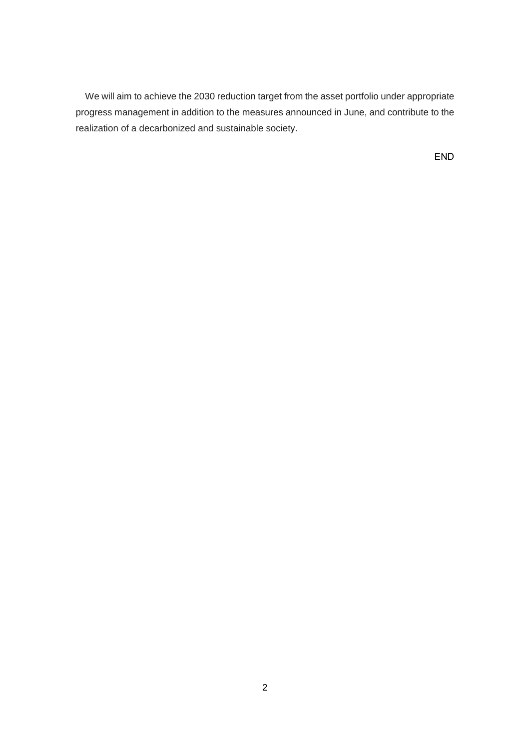We will aim to achieve the 2030 reduction target from the asset portfolio under appropriate progress management in addition to the measures announced in June, and contribute to the realization of a decarbonized and sustainable society.

END